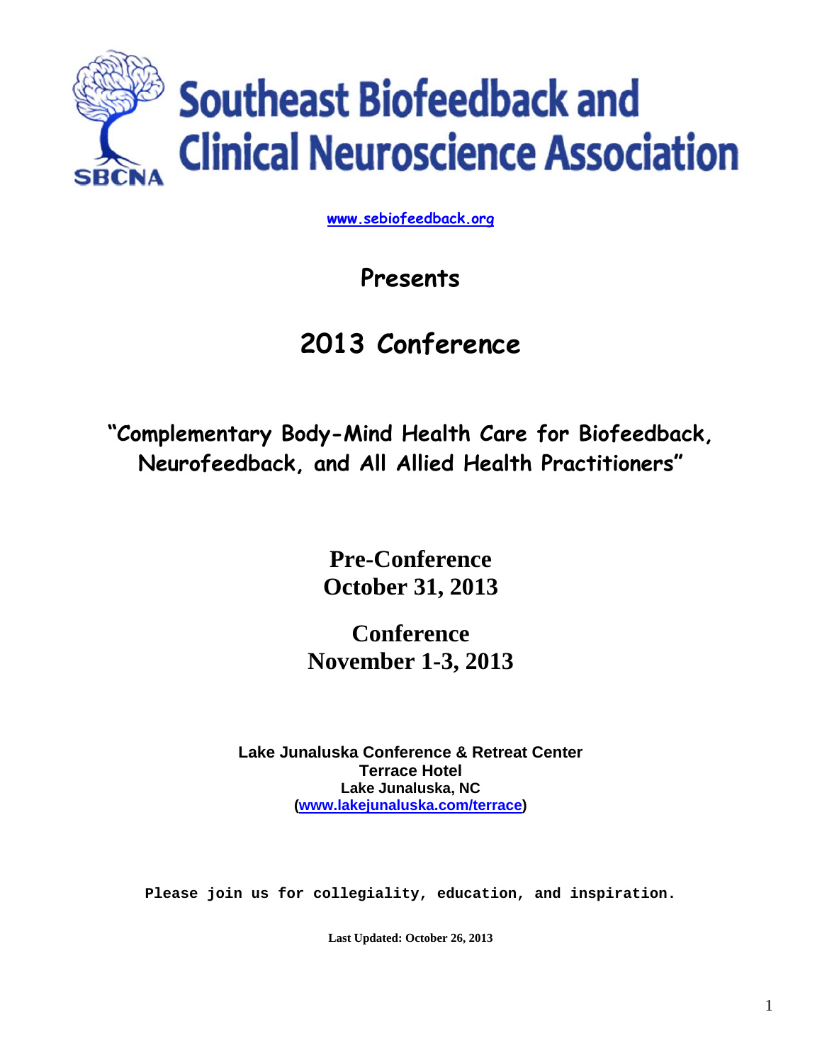# Southeast Biofeedback and Clinical Neuroscience Association

SBCNA

www.sebiofeedback.org

## Presents

## 2013 Conference

### "Complementary Body-Mind Health Care for Biofeedback, Neurofeedback, and All Allied Health Practitioners"

**Pre-Conference**
**October 31, 2013**

**Conference**
**November 1-3, 2013**

**Lake Junaluska Conference & Retreat Center**
**Terrace Hotel**
**Lake Junaluska, NC**
**(www.lakejunaluska.com/terrace)**

**Please join us for collegiality, education, and inspiration.**

**Last Updated: October 26, 2013**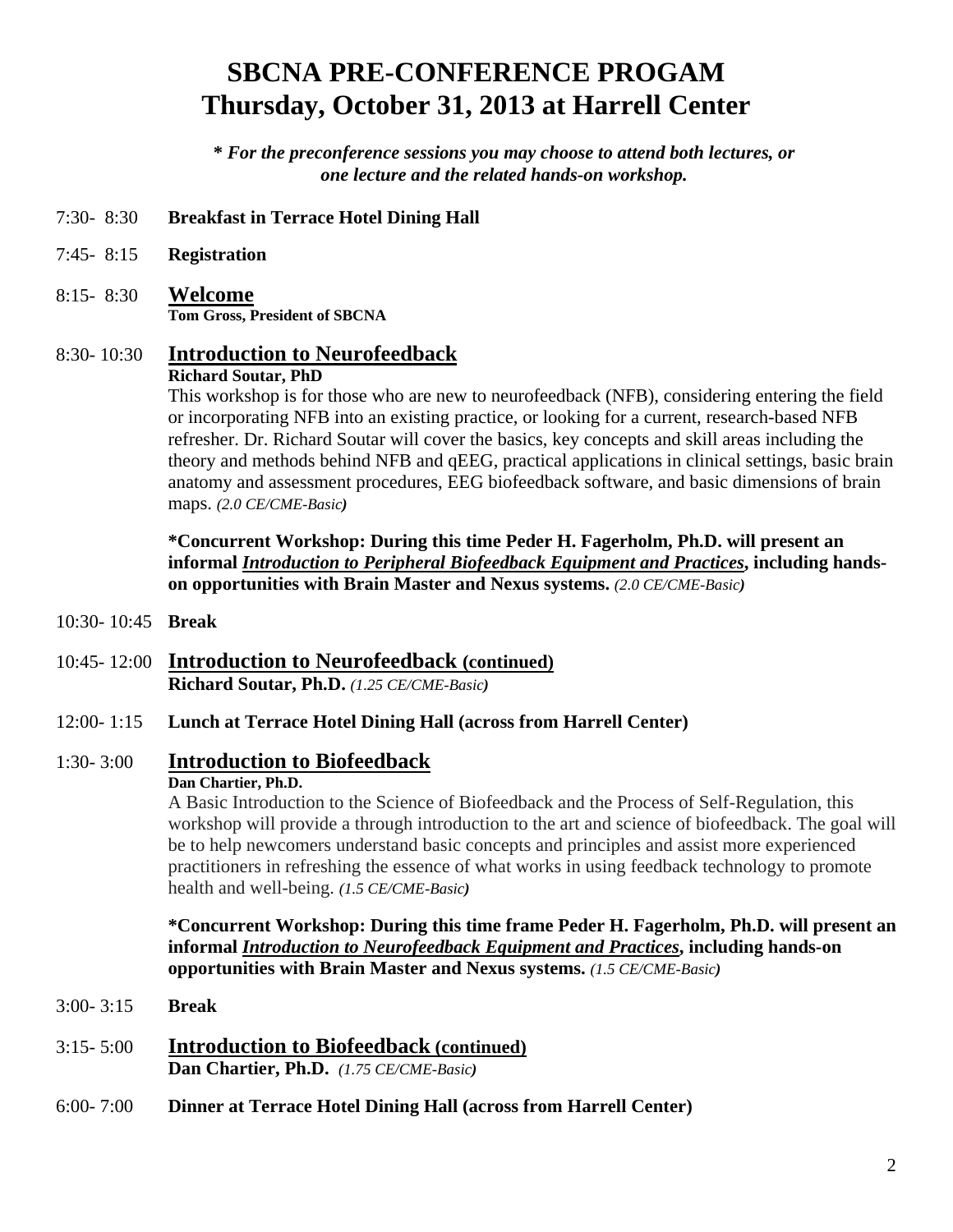# SBCNA PRE-CONFERENCE PROGAM
# Thursday, October 31, 2013 at Harrell Center

***\* For the preconference sessions you may choose to attend both lectures, or one lecture and the related hands-on workshop.***

7:30- 8:30 **Breakfast in Terrace Hotel Dining Hall**

7:45- 8:15 **Registration**

8:15- 8:30 **Welcome**
**Tom Gross, President of SBCNA**

8:30- 10:30 **Introduction to Neurofeedback**
**Richard Soutar, PhD**
This workshop is for those who are new to neurofeedback (NFB), considering entering the field or incorporating NFB into an existing practice, or looking for a current, research-based NFB refresher. Dr. Richard Soutar will cover the basics, key concepts and skill areas including the theory and methods behind NFB and qEEG, practical applications in clinical settings, basic brain anatomy and assessment procedures, EEG biofeedback software, and basic dimensions of brain maps. *(2.0 CE/CME-Basic)*

**\*Concurrent Workshop: During this time Peder H. Fagerholm, Ph.D. will present an informal *Introduction to Peripheral Biofeedback Equipment and Practices*, including hands-on opportunities with Brain Master and Nexus systems.** *(2.0 CE/CME-Basic)*

10:30- 10:45 **Break**

10:45- 12:00 **Introduction to Neurofeedback (continued)**
**Richard Soutar, Ph.D.** *(1.25 CE/CME-Basic)*

12:00- 1:15 **Lunch at Terrace Hotel Dining Hall (across from Harrell Center)**

1:30- 3:00 **Introduction to Biofeedback**
**Dan Chartier, Ph.D.**
A Basic Introduction to the Science of Biofeedback and the Process of Self-Regulation, this workshop will provide a through introduction to the art and science of biofeedback. The goal will be to help newcomers understand basic concepts and principles and assist more experienced practitioners in refreshing the essence of what works in using feedback technology to promote health and well-being. *(1.5 CE/CME-Basic)*

**\*Concurrent Workshop: During this time frame Peder H. Fagerholm, Ph.D. will present an informal *Introduction to Neurofeedback Equipment and Practices*, including hands-on opportunities with Brain Master and Nexus systems.** *(1.5 CE/CME-Basic)*

3:00- 3:15 **Break**

3:15- 5:00 **Introduction to Biofeedback (continued)**
**Dan Chartier, Ph.D.** *(1.75 CE/CME-Basic)*

6:00- 7:00 **Dinner at Terrace Hotel Dining Hall (across from Harrell Center)**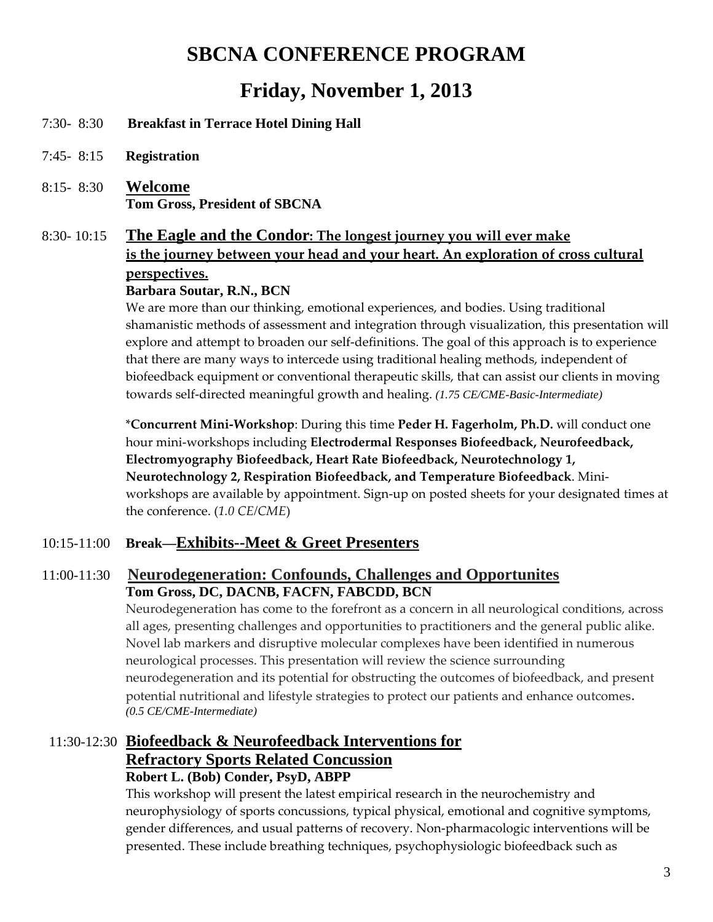# SBCNA CONFERENCE PROGRAM

## Friday, November 1, 2013

7:30- 8:30 **Breakfast in Terrace Hotel Dining Hall**

7:45- 8:15 **Registration**

8:15- 8:30 **Welcome**
**Tom Gross, President of SBCNA**

8:30- 10:15 **The Eagle and the Condor: The longest journey you will ever make is the journey between your head and your heart. An exploration of cross cultural perspectives.**
**Barbara Soutar, R.N., BCN**
We are more than our thinking, emotional experiences, and bodies. Using traditional shamanistic methods of assessment and integration through visualization, this presentation will explore and attempt to broaden our self-definitions. The goal of this approach is to experience that there are many ways to intercede using traditional healing methods, independent of biofeedback equipment or conventional therapeutic skills, that can assist our clients in moving towards self-directed meaningful growth and healing. *(1.75 CE/CME-Basic-Intermediate)*

***Concurrent Mini-Workshop**: During this time **Peder H. Fagerholm, Ph.D.** will conduct one hour mini-workshops including **Electrodermal Responses Biofeedback, Neurofeedback, Electromyography Biofeedback, Heart Rate Biofeedback, Neurotechnology 1, Neurotechnology 2, Respiration Biofeedback, and Temperature Biofeedback**. Mini-workshops are available by appointment. Sign-up on posted sheets for your designated times at the conference. (*1.0 CE/CME*)

10:15-11:00 **Break—Exhibits--Meet & Greet Presenters**

11:00-11:30 **Neurodegeneration: Confounds, Challenges and Opportunites**
**Tom Gross, DC, DACNB, FACFN, FABCDD, BCN**
Neurodegeneration has come to the forefront as a concern in all neurological conditions, across all ages, presenting challenges and opportunities to practitioners and the general public alike. Novel lab markers and disruptive molecular complexes have been identified in numerous neurological processes. This presentation will review the science surrounding neurodegeneration and its potential for obstructing the outcomes of biofeedback, and present potential nutritional and lifestyle strategies to protect our patients and enhance outcomes. *(0.5 CE/CME-Intermediate)*

11:30-12:30 **Biofeedback & Neurofeedback Interventions for Refractory Sports Related Concussion**
**Robert L. (Bob) Conder, PsyD, ABPP**
This workshop will present the latest empirical research in the neurochemistry and neurophysiology of sports concussions, typical physical, emotional and cognitive symptoms, gender differences, and usual patterns of recovery. Non-pharmacologic interventions will be presented. These include breathing techniques, psychophysiologic biofeedback such as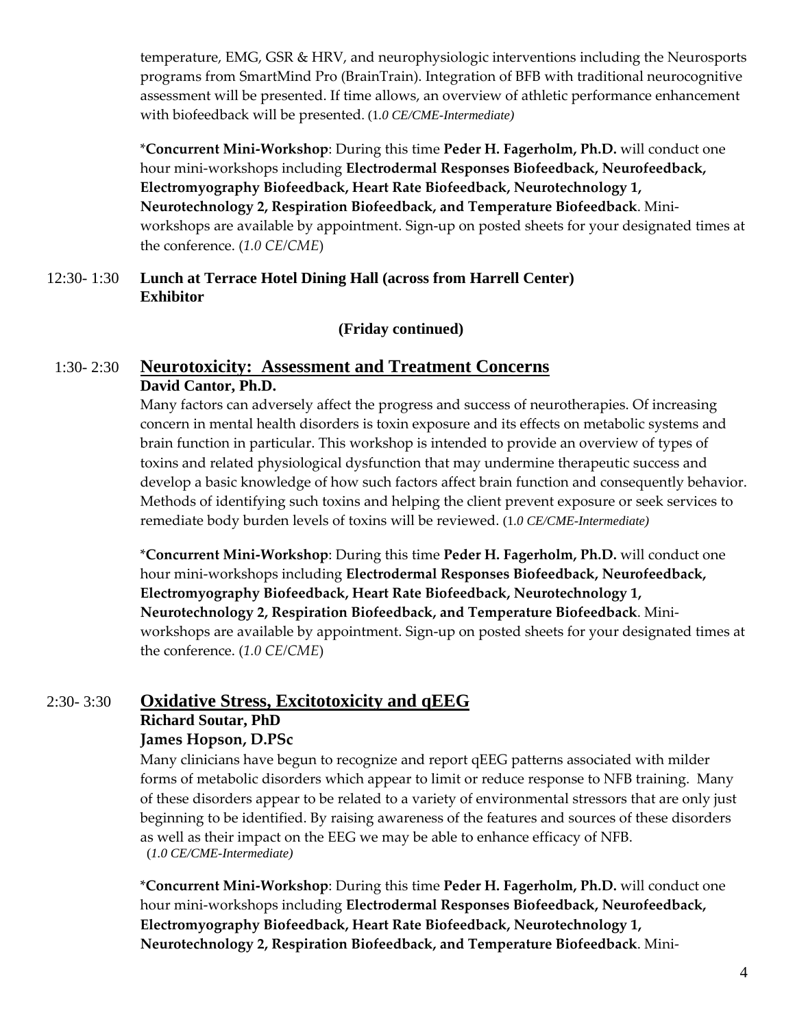temperature, EMG, GSR & HRV, and neurophysiologic interventions including the Neurosports programs from SmartMind Pro (BrainTrain). Integration of BFB with traditional neurocognitive assessment will be presented. If time allows, an overview of athletic performance enhancement with biofeedback will be presented. (*1.0 CE/CME-Intermediate)*

***Concurrent Mini-Workshop**: During this time **Peder H. Fagerholm, Ph.D.** will conduct one hour mini-workshops including **Electrodermal Responses Biofeedback, Neurofeedback, Electromyography Biofeedback, Heart Rate Biofeedback, Neurotechnology 1, Neurotechnology 2, Respiration Biofeedback, and Temperature Biofeedback**. Mini-workshops are available by appointment. Sign-up on posted sheets for your designated times at the conference. (*1.0 CE/CME*)

12:30- 1:30 **Lunch at Terrace Hotel Dining Hall (across from Harrell Center)**
**Exhibitor**

**(Friday continued)**

1:30- 2:30 **Neurotoxicity: Assessment and Treatment Concerns**

**David Cantor, Ph.D.**

Many factors can adversely affect the progress and success of neurotherapies. Of increasing concern in mental health disorders is toxin exposure and its effects on metabolic systems and brain function in particular. This workshop is intended to provide an overview of types of toxins and related physiological dysfunction that may undermine therapeutic success and develop a basic knowledge of how such factors affect brain function and consequently behavior. Methods of identifying such toxins and helping the client prevent exposure or seek services to remediate body burden levels of toxins will be reviewed. (*1.0 CE/CME-Intermediate)*

***Concurrent Mini-Workshop**: During this time **Peder H. Fagerholm, Ph.D.** will conduct one hour mini-workshops including **Electrodermal Responses Biofeedback, Neurofeedback, Electromyography Biofeedback, Heart Rate Biofeedback, Neurotechnology 1, Neurotechnology 2, Respiration Biofeedback, and Temperature Biofeedback**. Mini-workshops are available by appointment. Sign-up on posted sheets for your designated times at the conference. (*1.0 CE/CME*)

2:30- 3:30 **Oxidative Stress, Excitotoxicity and qEEG**

**Richard Soutar, PhD**

**James Hopson, D.PSc**

Many clinicians have begun to recognize and report qEEG patterns associated with milder forms of metabolic disorders which appear to limit or reduce response to NFB training. Many of these disorders appear to be related to a variety of environmental stressors that are only just beginning to be identified. By raising awareness of the features and sources of these disorders as well as their impact on the EEG we may be able to enhance efficacy of NFB. (*1.0 CE/CME-Intermediate)*

***Concurrent Mini-Workshop**: During this time **Peder H. Fagerholm, Ph.D.** will conduct one hour mini-workshops including **Electrodermal Responses Biofeedback, Neurofeedback, Electromyography Biofeedback, Heart Rate Biofeedback, Neurotechnology 1, Neurotechnology 2, Respiration Biofeedback, and Temperature Biofeedback**. Mini-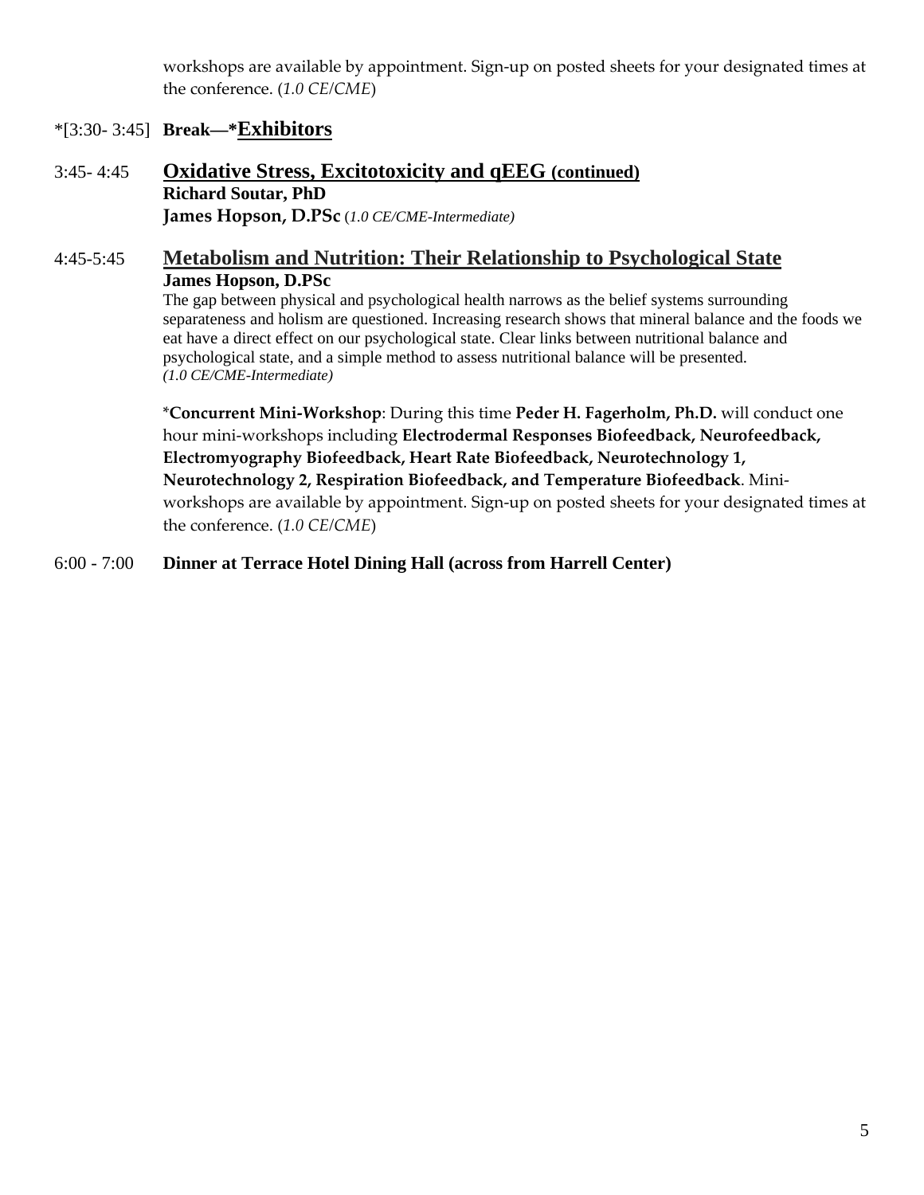workshops are available by appointment. Sign-up on posted sheets for your designated times at the conference. (*1.0 CE/CME*)

*[3:30- 3:45] **Break—*Exhibitors**

3:45- 4:45 **Oxidative Stress, Excitotoxicity and qEEG (continued)**
**Richard Soutar, PhD**
**James Hopson, D.PSc** (*1.0 CE/CME-Intermediate)*

4:45-5:45 **Metabolism and Nutrition: Their Relationship to Psychological State**
**James Hopson, D.PSc**
The gap between physical and psychological health narrows as the belief systems surrounding separateness and holism are questioned. Increasing research shows that mineral balance and the foods we eat have a direct effect on our psychological state. Clear links between nutritional balance and psychological state, and a simple method to assess nutritional balance will be presented.
*(1.0 CE/CME-Intermediate)*

*__Concurrent Mini-Workshop__: During this time **Peder H. Fagerholm, Ph.D.** will conduct one hour mini-workshops including **Electrodermal Responses Biofeedback, Neurofeedback, Electromyography Biofeedback, Heart Rate Biofeedback, Neurotechnology 1, Neurotechnology 2, Respiration Biofeedback, and Temperature Biofeedback**. Mini-workshops are available by appointment. Sign-up on posted sheets for your designated times at the conference. (*1.0 CE/CME*)

6:00 - 7:00 **Dinner at Terrace Hotel Dining Hall (across from Harrell Center)**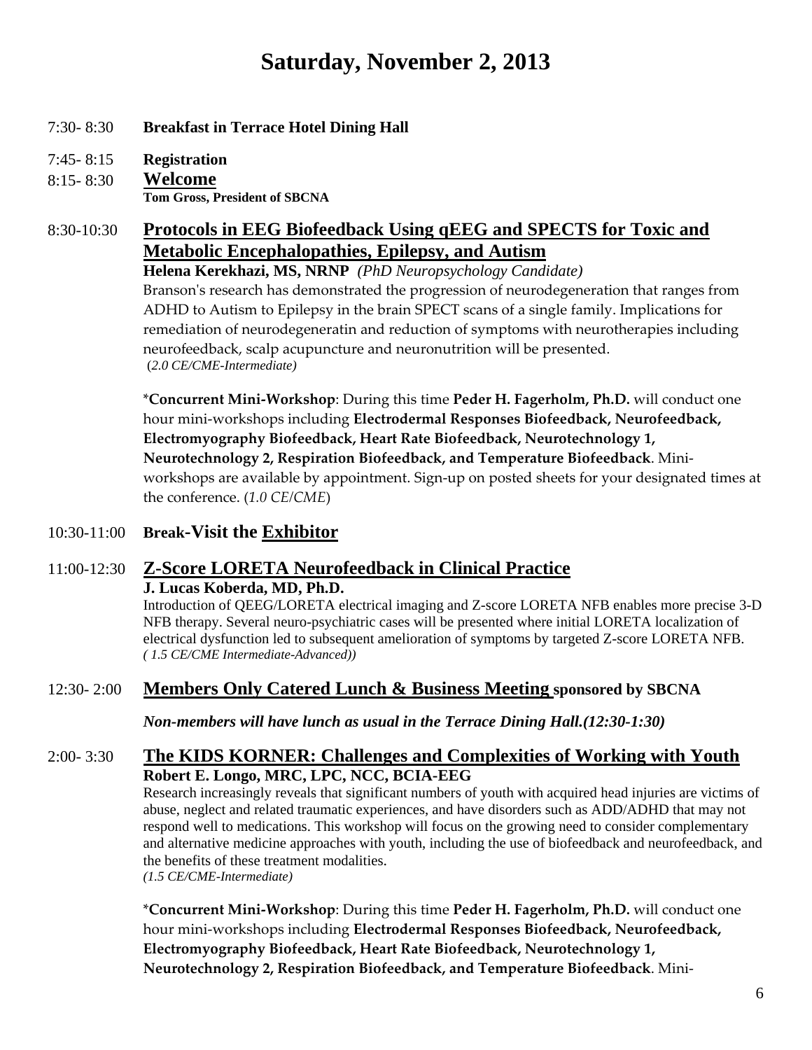# Saturday, November 2, 2013

7:30- 8:30 **Breakfast in Terrace Hotel Dining Hall**

7:45- 8:15 **Registration**

8:15- 8:30 **Welcome**
**Tom Gross, President of SBCNA**

8:30-10:30 **Protocols in EEG Biofeedback Using qEEG and SPECTS for Toxic and Metabolic Encephalopathies, Epilepsy, and Autism**
**Helena Kerekhazi, MS, NRNP** *(PhD Neuropsychology Candidate)*
Branson's research has demonstrated the progression of neurodegeneration that ranges from ADHD to Autism to Epilepsy in the brain SPECT scans of a single family. Implications for remediation of neurodegeneratin and reduction of symptoms with neurotherapies including neurofeedback, scalp acupuncture and neuronutrition will be presented.
(*2.0 CE/CME-Intermediate)*

*__Concurrent Mini-Workshop__: During this time **Peder H. Fagerholm, Ph.D.** will conduct one hour mini-workshops including **Electrodermal Responses Biofeedback, Neurofeedback, Electromyography Biofeedback, Heart Rate Biofeedback, Neurotechnology 1, Neurotechnology 2, Respiration Biofeedback, and Temperature Biofeedback**. Mini-workshops are available by appointment. Sign-up on posted sheets for your designated times at the conference. (*1.0 CE/CME*)

10:30-11:00 **Break-Visit the Exhibitor**

11:00-12:30 **Z-Score LORETA Neurofeedback in Clinical Practice**
**J. Lucas Koberda, MD, Ph.D.**
Introduction of QEEG/LORETA electrical imaging and Z-score LORETA NFB enables more precise 3-D NFB therapy. Several neuro-psychiatric cases will be presented where initial LORETA localization of electrical dysfunction led to subsequent amelioration of symptoms by targeted Z-score LORETA NFB.
*( 1.5 CE/CME Intermediate-Advanced))*

12:30- 2:00 **Members Only Catered Lunch & Business Meeting sponsored by SBCNA**

***Non-members will have lunch as usual in the Terrace Dining Hall.(12:30-1:30)***

2:00- 3:30 **The KIDS KORNER: Challenges and Complexities of Working with Youth**
**Robert E. Longo, MRC, LPC, NCC, BCIA-EEG**
Research increasingly reveals that significant numbers of youth with acquired head injuries are victims of abuse, neglect and related traumatic experiences, and have disorders such as ADD/ADHD that may not respond well to medications. This workshop will focus on the growing need to consider complementary and alternative medicine approaches with youth, including the use of biofeedback and neurofeedback, and the benefits of these treatment modalities.
*(1.5 CE/CME-Intermediate)*

*__Concurrent Mini-Workshop__: During this time **Peder H. Fagerholm, Ph.D.** will conduct one hour mini-workshops including **Electrodermal Responses Biofeedback, Neurofeedback, Electromyography Biofeedback, Heart Rate Biofeedback, Neurotechnology 1, Neurotechnology 2, Respiration Biofeedback, and Temperature Biofeedback**. Mini-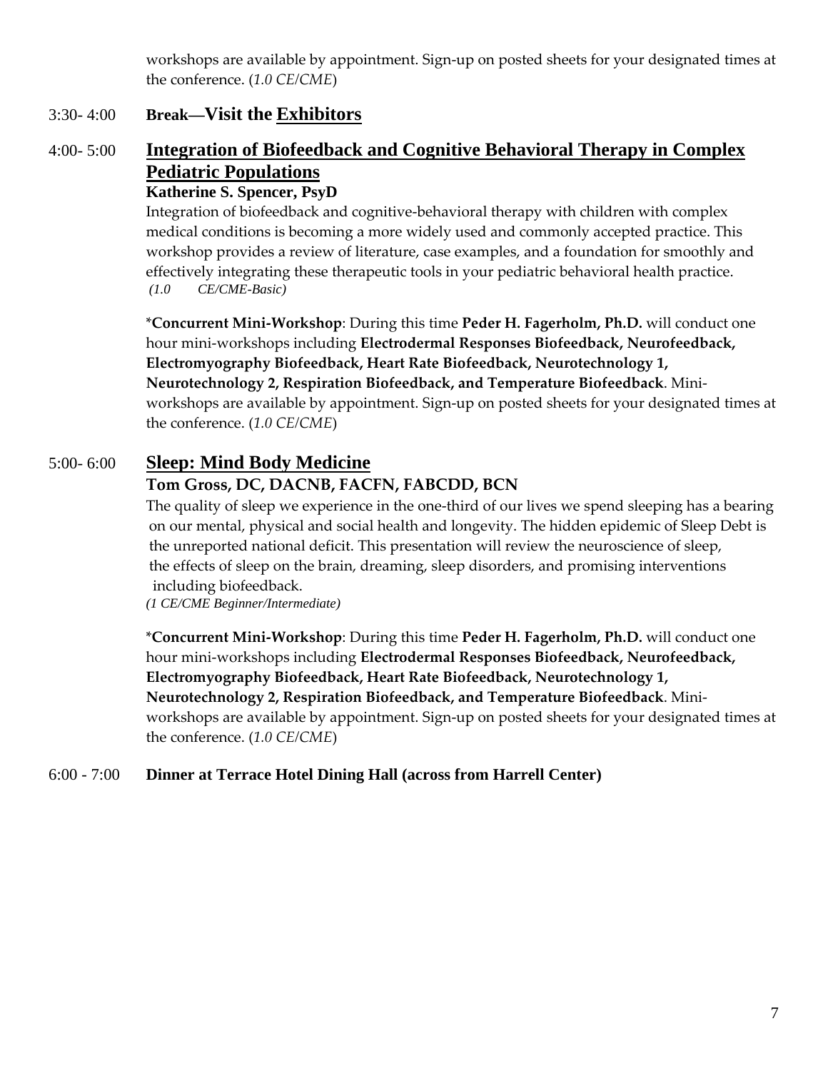workshops are available by appointment. Sign-up on posted sheets for your designated times at the conference. (*1.0 CE/CME*)

3:30- 4:00 **Break—Visit the Exhibitors**

4:00- 5:00 **Integration of Biofeedback and Cognitive Behavioral Therapy in Complex Pediatric Populations**

**Katherine S. Spencer, PsyD**

Integration of biofeedback and cognitive-behavioral therapy with children with complex medical conditions is becoming a more widely used and commonly accepted practice. This workshop provides a review of literature, case examples, and a foundation for smoothly and effectively integrating these therapeutic tools in your pediatric behavioral health practice. *(1.0 CE/CME-Basic)*

\***Concurrent Mini-Workshop**: During this time **Peder H. Fagerholm, Ph.D.** will conduct one hour mini-workshops including **Electrodermal Responses Biofeedback, Neurofeedback, Electromyography Biofeedback, Heart Rate Biofeedback, Neurotechnology 1, Neurotechnology 2, Respiration Biofeedback, and Temperature Biofeedback**. Mini-workshops are available by appointment. Sign-up on posted sheets for your designated times at the conference. (*1.0 CE/CME*)

5:00- 6:00 **Sleep: Mind Body Medicine**

**Tom Gross, DC, DACNB, FACFN, FABCDD, BCN**

The quality of sleep we experience in the one-third of our lives we spend sleeping has a bearing on our mental, physical and social health and longevity. The hidden epidemic of Sleep Debt is the unreported national deficit. This presentation will review the neuroscience of sleep, the effects of sleep on the brain, dreaming, sleep disorders, and promising interventions including biofeedback.
*(1 CE/CME Beginner/Intermediate)*

\***Concurrent Mini-Workshop**: During this time **Peder H. Fagerholm, Ph.D.** will conduct one hour mini-workshops including **Electrodermal Responses Biofeedback, Neurofeedback, Electromyography Biofeedback, Heart Rate Biofeedback, Neurotechnology 1, Neurotechnology 2, Respiration Biofeedback, and Temperature Biofeedback**. Mini-workshops are available by appointment. Sign-up on posted sheets for your designated times at the conference. (*1.0 CE/CME*)

6:00 - 7:00 **Dinner at Terrace Hotel Dining Hall (across from Harrell Center)**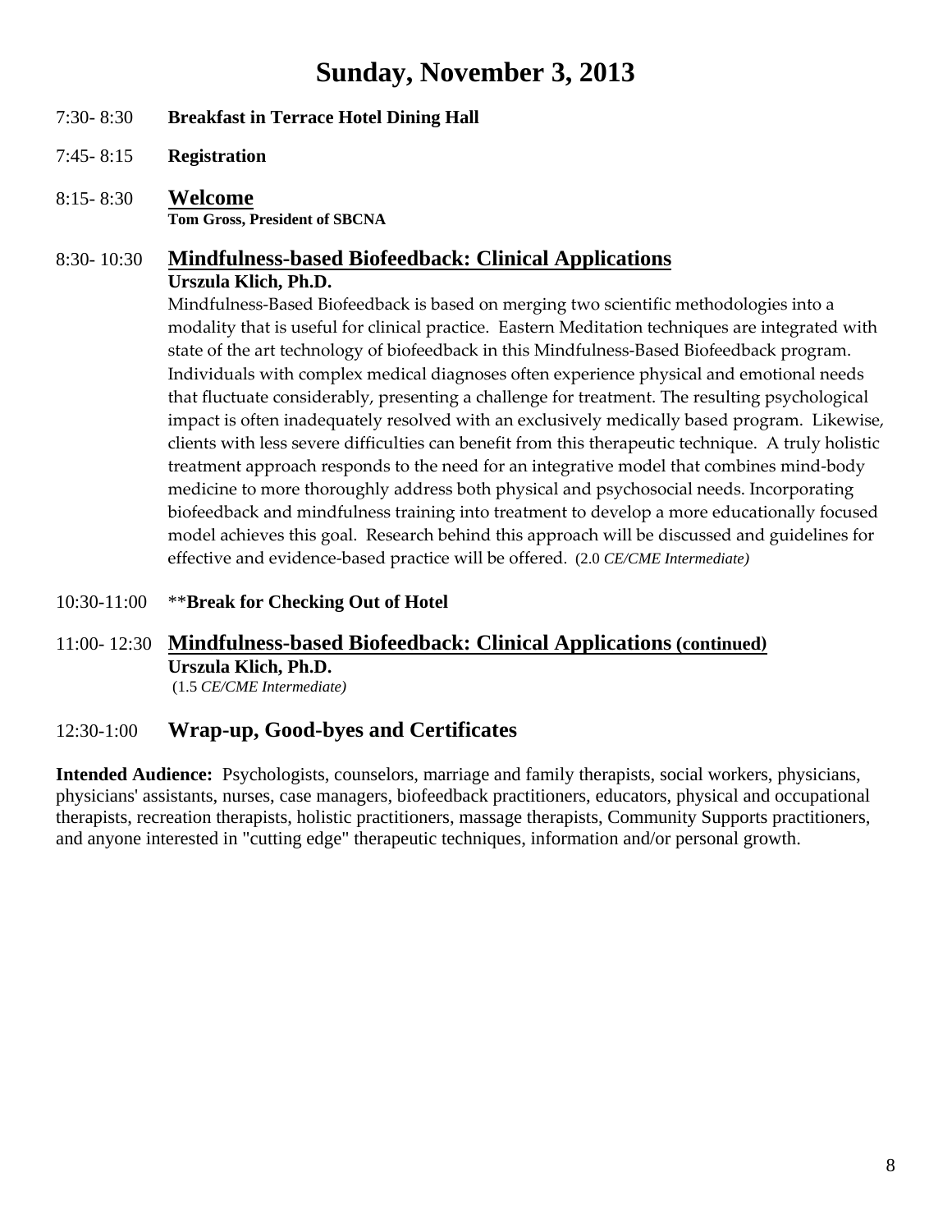# Sunday, November 3, 2013

7:30- 8:30 **Breakfast in Terrace Hotel Dining Hall**

7:45- 8:15 **Registration**

8:15- 8:30 **Welcome**
**Tom Gross, President of SBCNA**

8:30- 10:30 **Mindfulness-based Biofeedback: Clinical Applications**
**Urszula Klich, Ph.D.**
Mindfulness-Based Biofeedback is based on merging two scientific methodologies into a modality that is useful for clinical practice. Eastern Meditation techniques are integrated with state of the art technology of biofeedback in this Mindfulness-Based Biofeedback program. Individuals with complex medical diagnoses often experience physical and emotional needs that fluctuate considerably, presenting a challenge for treatment. The resulting psychological impact is often inadequately resolved with an exclusively medically based program. Likewise, clients with less severe difficulties can benefit from this therapeutic technique. A truly holistic treatment approach responds to the need for an integrative model that combines mind-body medicine to more thoroughly address both physical and psychosocial needs. Incorporating biofeedback and mindfulness training into treatment to develop a more educationally focused model achieves this goal. Research behind this approach will be discussed and guidelines for effective and evidence-based practice will be offered. (2.0 *CE/CME Intermediate)*

10:30-11:00 ****Break for Checking Out of Hotel**

11:00- 12:30 **Mindfulness-based Biofeedback: Clinical Applications (continued)**
**Urszula Klich, Ph.D.**
(1.5 *CE/CME Intermediate)*

12:30-1:00 **Wrap-up, Good-byes and Certificates**

**Intended Audience:** Psychologists, counselors, marriage and family therapists, social workers, physicians, physicians' assistants, nurses, case managers, biofeedback practitioners, educators, physical and occupational therapists, recreation therapists, holistic practitioners, massage therapists, Community Supports practitioners, and anyone interested in "cutting edge" therapeutic techniques, information and/or personal growth.